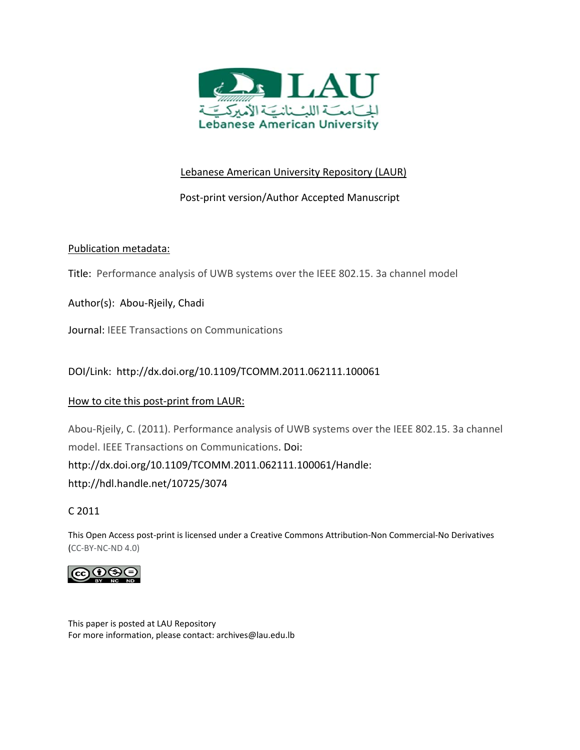LAU

الجامعة اللبنانية الأميركية

Lebanese American University

Lebanese American University Repository (LAUR)

Post-print version/Author Accepted Manuscript

Publication metadata:

Title: Performance analysis of UWB systems over the IEEE 802.15. 3a channel model

Author(s): Abou-Rjeily, Chadi

Journal: IEEE Transactions on Communications

DOI/Link: http://dx.doi.org/10.1109/TCOMM.2011.062111.100061

How to cite this post-print from LAUR:

Abou-Rjeily, C. (2011). Performance analysis of UWB systems over the IEEE 802.15. 3a channel model. IEEE Transactions on Communications. Doi: http://dx.doi.org/10.1109/TCOMM.2011.062111.100061/Handle: http://hdl.handle.net/10725/3074

C 2011

This Open Access post-print is licensed under a Creative Commons Attribution-Non Commercial-No Derivatives (CC-BY-NC-ND 4.0)

This paper is posted at LAU Repository
For more information, please contact: archives@lau.edu.lb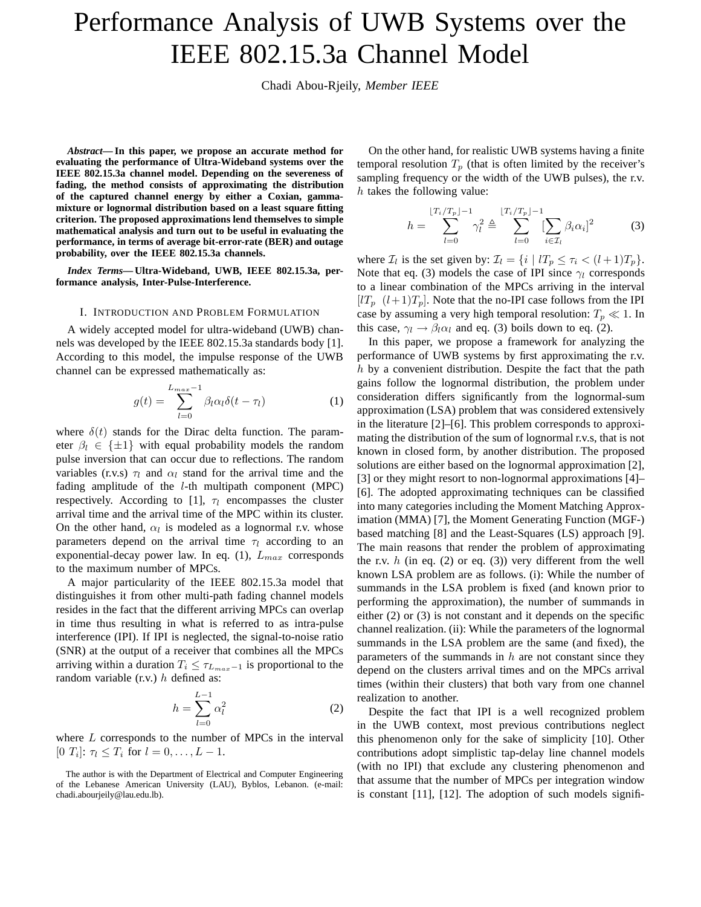# Performance Analysis of UWB Systems over the IEEE 802.15.3a Channel Model

Chadi Abou-Rjeily, *Member IEEE*

***Abstract*— In this paper, we propose an accurate method for evaluating the performance of Ultra-Wideband systems over the IEEE 802.15.3a channel model. Depending on the severeness of fading, the method consists of approximating the distribution of the captured channel energy by either a Coxian, gamma-mixture or lognormal distribution based on a least square fitting criterion. The proposed approximations lend themselves to simple mathematical analysis and turn out to be useful in evaluating the performance, in terms of average bit-error-rate (BER) and outage probability, over the IEEE 802.15.3a channels.**

***Index Terms*— Ultra-Wideband, UWB, IEEE 802.15.3a, performance analysis, Inter-Pulse-Interference.**

## I. Introduction and Problem Formulation

A widely accepted model for ultra-wideband (UWB) channels was developed by the IEEE 802.15.3a standards body [1]. According to this model, the impulse response of the UWB channel can be expressed mathematically as:

$$g(t) = \sum_{l=0}^{L_{max}-1} \beta_l \alpha_l \delta(t - \tau_l) \tag{1}$$

where $\delta(t)$ stands for the Dirac delta function. The parameter $\beta_l \in \{\pm 1\}$ with equal probability models the random pulse inversion that can occur due to reflections. The random variables (r.v.s) $\tau_l$ and $\alpha_l$ stand for the arrival time and the fading amplitude of the $l$-th multipath component (MPC) respectively. According to [1], $\tau_l$ encompasses the cluster arrival time and the arrival time of the MPC within its cluster. On the other hand, $\alpha_l$ is modeled as a lognormal r.v. whose parameters depend on the arrival time $\tau_l$ according to an exponential-decay power law. In eq. (1), $L_{max}$ corresponds to the maximum number of MPCs.

A major particularity of the IEEE 802.15.3a model that distinguishes it from other multi-path fading channel models resides in the fact that the different arriving MPCs can overlap in time thus resulting in what is referred to as intra-pulse interference (IPI). If IPI is neglected, the signal-to-noise ratio (SNR) at the output of a receiver that combines all the MPCs arriving within a duration $T_i \leq \tau_{L_{max}-1}$ is proportional to the random variable (r.v.) $h$ defined as:

$$h = \sum_{l=0}^{L-1} \alpha_l^2 \tag{2}$$

where $L$ corresponds to the number of MPCs in the interval $[0\ T_i]$: $\tau_l \leq T_i$ for $l = 0, \dots, L-1$.

The author is with the Department of Electrical and Computer Engineering of the Lebanese American University (LAU), Byblos, Lebanon. (e-mail: chadi.abourjeily@lau.edu.lb).

On the other hand, for realistic UWB systems having a finite temporal resolution $T_p$ (that is often limited by the receiver's sampling frequency or the width of the UWB pulses), the r.v. $h$ takes the following value:

$$h = \sum_{l=0}^{\lfloor T_i/T_p \rfloor - 1} \gamma_l^2 \triangleq \sum_{l=0}^{\lfloor T_i/T_p \rfloor - 1} [\sum_{i \in \mathcal{I}_l} \beta_i \alpha_i]^2 \tag{3}$$

where $\mathcal{I}_l$ is the set given by: $\mathcal{I}_l = \{i \mid lT_p \leq \tau_i < (l+1)T_p\}$. Note that eq. (3) models the case of IPI since $\gamma_l$ corresponds to a linear combination of the MPCs arriving in the interval $[lT_p\ \ (l+1)T_p]$. Note that the no-IPI case follows from the IPI case by assuming a very high temporal resolution: $T_p \ll 1$. In this case, $\gamma_l \rightarrow \beta_l \alpha_l$ and eq. (3) boils down to eq. (2).

In this paper, we propose a framework for analyzing the performance of UWB systems by first approximating the r.v. $h$ by a convenient distribution. Despite the fact that the path gains follow the lognormal distribution, the problem under consideration differs significantly from the lognormal-sum approximation (LSA) problem that was considered extensively in the literature [2]–[6]. This problem corresponds to approximating the distribution of the sum of lognormal r.v.s, that is not known in closed form, by another distribution. The proposed solutions are either based on the lognormal approximation [2], [3] or they might resort to non-lognormal approximations [4]–[6]. The adopted approximating techniques can be classified into many categories including the Moment Matching Approximation (MMA) [7], the Moment Generating Function (MGF-) based matching [8] and the Least-Squares (LS) approach [9]. The main reasons that render the problem of approximating the r.v. $h$ (in eq. (2) or eq. (3)) very different from the well known LSA problem are as follows. (i): While the number of summands in the LSA problem is fixed (and known prior to performing the approximation), the number of summands in either (2) or (3) is not constant and it depends on the specific channel realization. (ii): While the parameters of the lognormal summands in the LSA problem are the same (and fixed), the parameters of the summands in $h$ are not constant since they depend on the clusters arrival times and on the MPCs arrival times (within their clusters) that both vary from one channel realization to another.

Despite the fact that IPI is a well recognized problem in the UWB context, most previous contributions neglect this phenomenon only for the sake of simplicity [10]. Other contributions adopt simplistic tap-delay line channel models (with no IPI) that exclude any clustering phenomenon and that assume that the number of MPCs per integration window is constant [11], [12]. The adoption of such models signifi-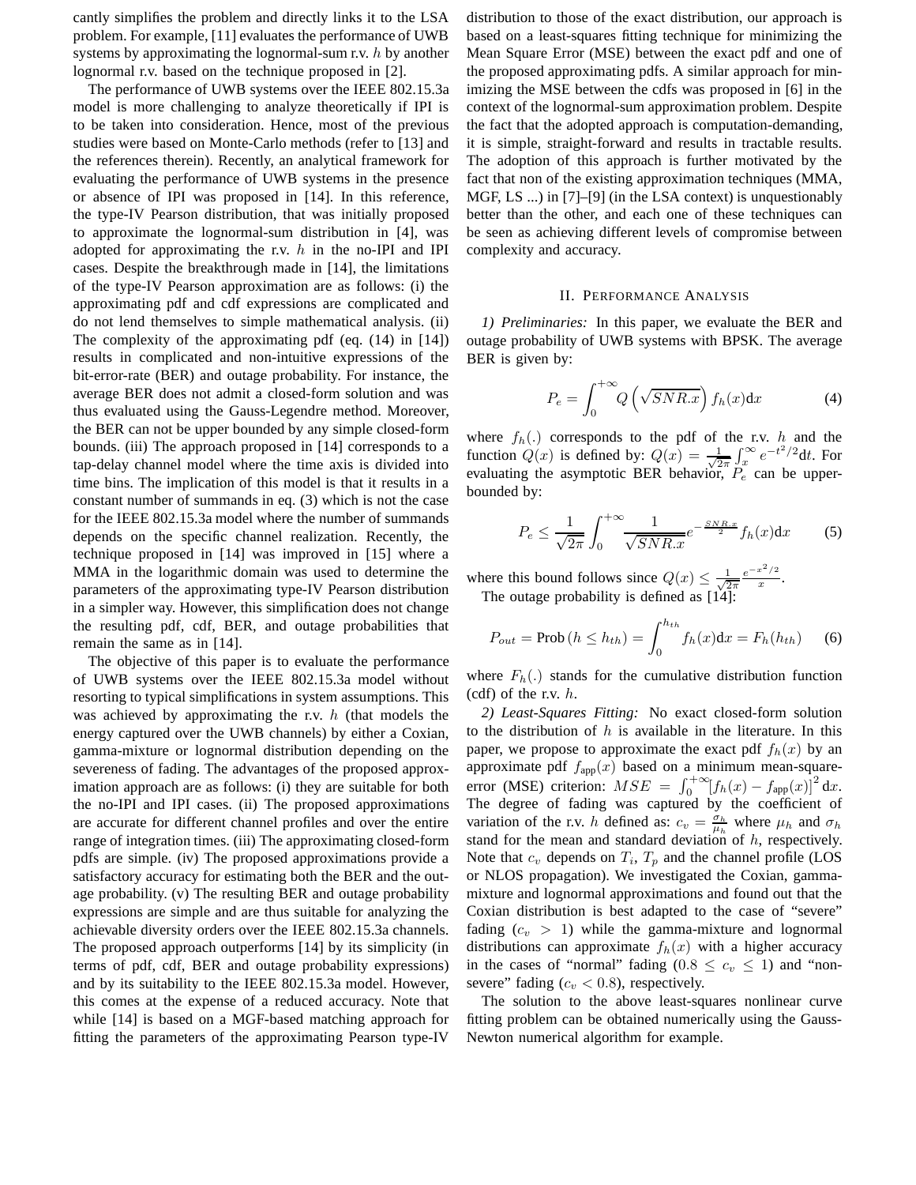cantly simplifies the problem and directly links it to the LSA problem. For example, [11] evaluates the performance of UWB systems by approximating the lognormal-sum r.v. $h$ by another lognormal r.v. based on the technique proposed in [2].

The performance of UWB systems over the IEEE 802.15.3a model is more challenging to analyze theoretically if IPI is to be taken into consideration. Hence, most of the previous studies were based on Monte-Carlo methods (refer to [13] and the references therein). Recently, an analytical framework for evaluating the performance of UWB systems in the presence or absence of IPI was proposed in [14]. In this reference, the type-IV Pearson distribution, that was initially proposed to approximate the lognormal-sum distribution in [4], was adopted for approximating the r.v. $h$ in the no-IPI and IPI cases. Despite the breakthrough made in [14], the limitations of the type-IV Pearson approximation are as follows: (i) the approximating pdf and cdf expressions are complicated and do not lend themselves to simple mathematical analysis. (ii) The complexity of the approximating pdf (eq. (14) in [14]) results in complicated and non-intuitive expressions of the bit-error-rate (BER) and outage probability. For instance, the average BER does not admit a closed-form solution and was thus evaluated using the Gauss-Legendre method. Moreover, the BER can not be upper bounded by any simple closed-form bounds. (iii) The approach proposed in [14] corresponds to a tap-delay channel model where the time axis is divided into time bins. The implication of this model is that it results in a constant number of summands in eq. (3) which is not the case for the IEEE 802.15.3a model where the number of summands depends on the specific channel realization. Recently, the technique proposed in [14] was improved in [15] where a MMA in the logarithmic domain was used to determine the parameters of the approximating type-IV Pearson distribution in a simpler way. However, this simplification does not change the resulting pdf, cdf, BER, and outage probabilities that remain the same as in [14].

The objective of this paper is to evaluate the performance of UWB systems over the IEEE 802.15.3a model without resorting to typical simplifications in system assumptions. This was achieved by approximating the r.v. $h$ (that models the energy captured over the UWB channels) by either a Coxian, gamma-mixture or lognormal distribution depending on the severeness of fading. The advantages of the proposed approximation approach are as follows: (i) they are suitable for both the no-IPI and IPI cases. (ii) The proposed approximations are accurate for different channel profiles and over the entire range of integration times. (iii) The approximating closed-form pdfs are simple. (iv) The proposed approximations provide a satisfactory accuracy for estimating both the BER and the outage probability. (v) The resulting BER and outage probability expressions are simple and are thus suitable for analyzing the achievable diversity orders over the IEEE 802.15.3a channels. The proposed approach outperforms [14] by its simplicity (in terms of pdf, cdf, BER and outage probability expressions) and by its suitability to the IEEE 802.15.3a model. However, this comes at the expense of a reduced accuracy. Note that while [14] is based on a MGF-based matching approach for fitting the parameters of the approximating Pearson type-IV distribution to those of the exact distribution, our approach is based on a least-squares fitting technique for minimizing the Mean Square Error (MSE) between the exact pdf and one of the proposed approximating pdfs. A similar approach for minimizing the MSE between the cdfs was proposed in [6] in the context of the lognormal-sum approximation problem. Despite the fact that the adopted approach is computation-demanding, it is simple, straight-forward and results in tractable results. The adoption of this approach is further motivated by the fact that non of the existing approximation techniques (MMA, MGF, LS ...) in [7]–[9] (in the LSA context) is unquestionably better than the other, and each one of these techniques can be seen as achieving different levels of compromise between complexity and accuracy.

## II. Performance Analysis

*1) Preliminaries:* In this paper, we evaluate the BER and outage probability of UWB systems with BPSK. The average BER is given by:

$$P_e = \int_0^{+\infty} Q\left(\sqrt{SNR.x}\right) f_h(x) \mathrm{d}x \tag{4}$$

where $f_h(.)$ corresponds to the pdf of the r.v. $h$ and the function $Q(x)$ is defined by: $Q(x) = \frac{1}{\sqrt{2\pi}}\int_x^{\infty} e^{-t^2/2}\mathrm{d}t$. For evaluating the asymptotic BER behavior, $P_e$ can be upper-bounded by:

$$P_e \leq \frac{1}{\sqrt{2\pi}} \int_0^{+\infty} \frac{1}{\sqrt{SNR.x}} e^{-\frac{SNR.x}{2}} f_h(x) \mathrm{d}x \tag{5}$$

where this bound follows since $Q(x) \leq \frac{1}{\sqrt{2\pi}} \frac{e^{-x^2/2}}{x}$.

The outage probability is defined as [14]:

$$P_{out} = \text{Prob}\left(h \leq h_{th}\right) = \int_0^{h_{th}} f_h(x)\mathrm{d}x = F_h(h_{th}) \tag{6}$$

where $F_h(.)$ stands for the cumulative distribution function (cdf) of the r.v. $h$.

*2) Least-Squares Fitting:* No exact closed-form solution to the distribution of $h$ is available in the literature. In this paper, we propose to approximate the exact pdf $f_h(x)$ by an approximate pdf $f_{\text{app}}(x)$ based on a minimum mean-square-error (MSE) criterion: $MSE = \int_0^{+\infty} [f_h(x) - f_{\text{app}}(x)]^2 \mathrm{d}x$. The degree of fading was captured by the coefficient of variation of the r.v. $h$ defined as: $c_v = \frac{\sigma_h}{\mu_h}$ where $\mu_h$ and $\sigma_h$ stand for the mean and standard deviation of $h$, respectively. Note that $c_v$ depends on $T_i$, $T_p$ and the channel profile (LOS or NLOS propagation). We investigated the Coxian, gamma-mixture and lognormal approximations and found out that the Coxian distribution is best adapted to the case of "severe" fading ($c_v > 1$) while the gamma-mixture and lognormal distributions can approximate $f_h(x)$ with a higher accuracy in the cases of "normal" fading ($0.8 \leq c_v \leq 1$) and "non-severe" fading ($c_v < 0.8$), respectively.

The solution to the above least-squares nonlinear curve fitting problem can be obtained numerically using the Gauss-Newton numerical algorithm for example.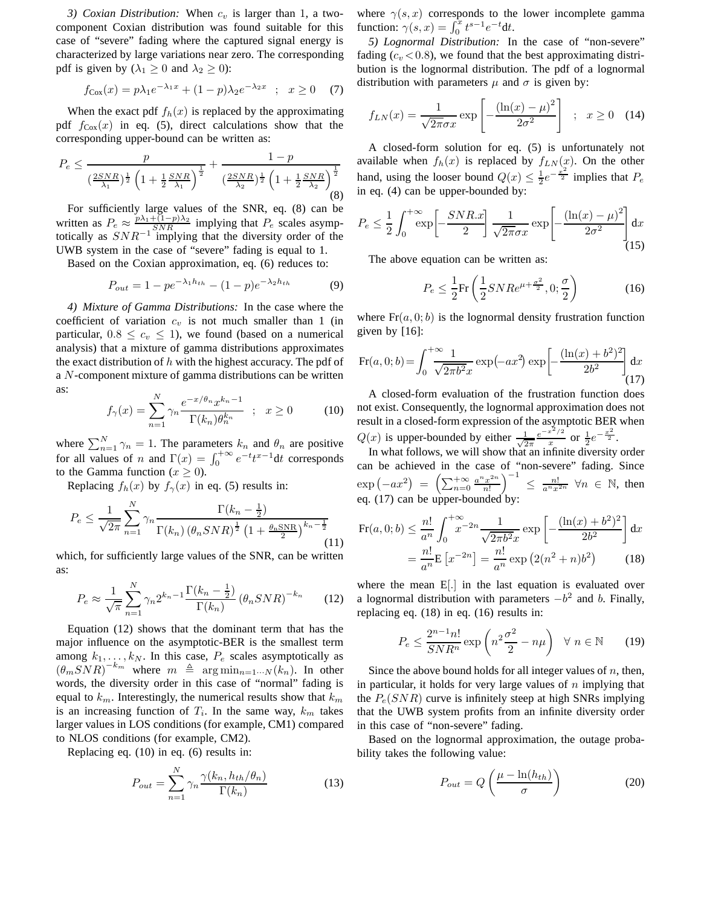*3) Coxian Distribution:* When $c_v$ is larger than 1, a two-component Coxian distribution was found suitable for this case of "severe" fading where the captured signal energy is characterized by large variations near zero. The corresponding pdf is given by ($\lambda_1 \geq 0$ and $\lambda_2 \geq 0$):

$$f_{\text{Cox}}(x) = p\lambda_1 e^{-\lambda_1 x} + (1-p)\lambda_2 e^{-\lambda_2 x} \quad ; \quad x \geq 0 \quad (7)$$

When the exact pdf $f_h(x)$ is replaced by the approximating pdf $f_{\text{Cox}}(x)$ in eq. (5), direct calculations show that the corresponding upper-bound can be written as:

$$P_e \leq \frac{p}{(\frac{2SNR}{\lambda_1})^{\frac{1}{2}}\left(1+\frac{1}{2}\frac{SNR}{\lambda_1}\right)^{\frac{1}{2}}} + \frac{1-p}{(\frac{2SNR}{\lambda_2})^{\frac{1}{2}}\left(1+\frac{1}{2}\frac{SNR}{\lambda_2}\right)^{\frac{1}{2}}} \quad (8)$$

For sufficiently large values of the SNR, eq. (8) can be written as $P_e \approx \frac{p\lambda_1+(1-p)\lambda_2}{SNR}$ implying that $P_e$ scales asymptotically as $SNR^{-1}$ implying that the diversity order of the UWB system in the case of "severe" fading is equal to 1.

Based on the Coxian approximation, eq. (6) reduces to:

$$P_{out} = 1 - pe^{-\lambda_1 h_{th}} - (1-p)e^{-\lambda_2 h_{th}} \quad (9)$$

*4) Mixture of Gamma Distributions:* In the case where the coefficient of variation $c_v$ is not much smaller than 1 (in particular, $0.8 \leq c_v \leq 1$), we found (based on a numerical analysis) that a mixture of gamma distributions approximates the exact distribution of $h$ with the highest accuracy. The pdf of a $N$-component mixture of gamma distributions can be written as:

$$f_\gamma(x) = \sum_{n=1}^{N} \gamma_n \frac{e^{-x/\theta_n} x^{k_n-1}}{\Gamma(k_n)\theta_n^{k_n}} \quad ; \quad x \geq 0 \quad (10)$$

where $\sum_{n=1}^{N}\gamma_n = 1$. The parameters $k_n$ and $\theta_n$ are positive for all values of $n$ and $\Gamma(x) = \int_0^{+\infty} e^{-t}t^{x-1}\text{d}t$ corresponds to the Gamma function ($x \geq 0$).

Replacing $f_h(x)$ by $f_\gamma(x)$ in eq. (5) results in:

$$P_e \leq \frac{1}{\sqrt{2\pi}} \sum_{n=1}^{N} \gamma_n \frac{\Gamma(k_n - \frac{1}{2})}{\Gamma(k_n)\left(\theta_n SNR\right)^{\frac{1}{2}}\left(1+\frac{\theta_n \text{SNR}}{2}\right)^{k_n-\frac{1}{2}}} \quad (11)$$

which, for sufficiently large values of the SNR, can be written as:

$$P_e \approx \frac{1}{\sqrt{\pi}} \sum_{n=1}^{N} \gamma_n 2^{k_n-1} \frac{\Gamma(k_n-\frac{1}{2})}{\Gamma(k_n)} \left(\theta_n SNR\right)^{-k_n} \quad (12)$$

Equation (12) shows that the dominant term that has the major influence on the asymptotic-BER is the smallest term among $k_1, \ldots, k_N$. In this case, $P_e$ scales asymptotically as $(\theta_m SNR)^{-k_m}$ where $m \triangleq \arg\min_{n=1\cdots N}(k_n)$. In other words, the diversity order in this case of "normal" fading is equal to $k_m$. Interestingly, the numerical results show that $k_m$ is an increasing function of $T_i$. In the same way, $k_m$ takes larger values in LOS conditions (for example, CM1) compared to NLOS conditions (for example, CM2).

Replacing eq. (10) in eq. (6) results in:

$$P_{out} = \sum_{n=1}^{N} \gamma_n \frac{\gamma(k_n, h_{th}/\theta_n)}{\Gamma(k_n)} \quad (13)$$

where $\gamma(s,x)$ corresponds to the lower incomplete gamma function: $\gamma(s,x) = \int_0^x t^{s-1}e^{-t}\text{d}t$.

*5) Lognormal Distribution:* In the case of "non-severe" fading ($c_v < 0.8$), we found that the best approximating distribution is the lognormal distribution. The pdf of a lognormal distribution with parameters $\mu$ and $\sigma$ is given by:

$$f_{LN}(x) = \frac{1}{\sqrt{2\pi}\sigma x} \exp\left[-\frac{(\ln(x)-\mu)^2}{2\sigma^2}\right] \quad ; \quad x \geq 0 \quad (14)$$

A closed-form solution for eq. (5) is unfortunately not available when $f_h(x)$ is replaced by $f_{LN}(x)$. On the other hand, using the looser bound $Q(x) \leq \frac{1}{2}e^{-\frac{x^2}{2}}$ implies that $P_e$ in eq. (4) can be upper-bounded by:

$$P_e \leq \frac{1}{2}\int_0^{+\infty} \exp\left[-\frac{SNR.x}{2}\right] \frac{1}{\sqrt{2\pi}\sigma x} \exp\left[-\frac{(\ln(x)-\mu)^2}{2\sigma^2}\right] \text{d}x \quad (15)$$

The above equation can be written as:

$$P_e \leq \frac{1}{2}\text{Fr}\left(\frac{1}{2}SNRe^{\mu+\frac{\sigma^2}{2}}, 0; \frac{\sigma}{2}\right) \quad (16)$$

where $\text{Fr}(a, 0; b)$ is the lognormal density frustration function given by [16]:

$$\text{Fr}(a,0;b) = \int_0^{+\infty} \frac{1}{\sqrt{2\pi b^2}x} \exp\left(-ax^2\right) \exp\left[-\frac{(\ln(x)+b^2)^2}{2b^2}\right] \text{d}x \quad (17)$$

A closed-form evaluation of the frustration function does not exist. Consequently, the lognormal approximation does not result in a closed-form expression of the asymptotic BER when $Q(x)$ is upper-bounded by either $\frac{1}{\sqrt{2\pi}}\frac{e^{-x^2/2}}{x}$ or $\frac{1}{2}e^{-\frac{x^2}{2}}$.

In what follows, we will show that an infinite diversity order can be achieved in the case of "non-severe" fading. Since $\exp\left(-ax^2\right) = \left(\sum_{n=0}^{+\infty} \frac{a^n x^{2n}}{n!}\right)^{-1} \leq \frac{n!}{a^n x^{2n}} \;\; \forall n \in \mathbb{N}$, then eq. (17) can be upper-bounded by:

$$\begin{aligned}\text{Fr}(a,0;b) &\leq \frac{n!}{a^n} \int_0^{+\infty} x^{-2n} \frac{1}{\sqrt{2\pi b^2}x} \exp\left[-\frac{(\ln(x)+b^2)^2}{2b^2}\right] \text{d}x \\ &= \frac{n!}{a^n}\text{E}\left[x^{-2n}\right] = \frac{n!}{a^n}\exp\left(2(n^2+n)b^2\right) \quad (18)\end{aligned}$$

where the mean $\text{E}[.]$ in the last equation is evaluated over a lognormal distribution with parameters $-b^2$ and $b$. Finally, replacing eq. (18) in eq. (16) results in:

$$P_e \leq \frac{2^{n-1}n!}{SNR^n} \exp\left(n^2\frac{\sigma^2}{2} - n\mu\right) \quad \forall\, n \in \mathbb{N} \quad (19)$$

Since the above bound holds for all integer values of $n$, then, in particular, it holds for very large values of $n$ implying that the $P_e(SNR)$ curve is infinitely steep at high SNRs implying that the UWB system profits from an infinite diversity order in this case of "non-severe" fading.

Based on the lognormal approximation, the outage probability takes the following value:

$$P_{out} = Q\left(\frac{\mu - \ln(h_{th})}{\sigma}\right) \quad (20)$$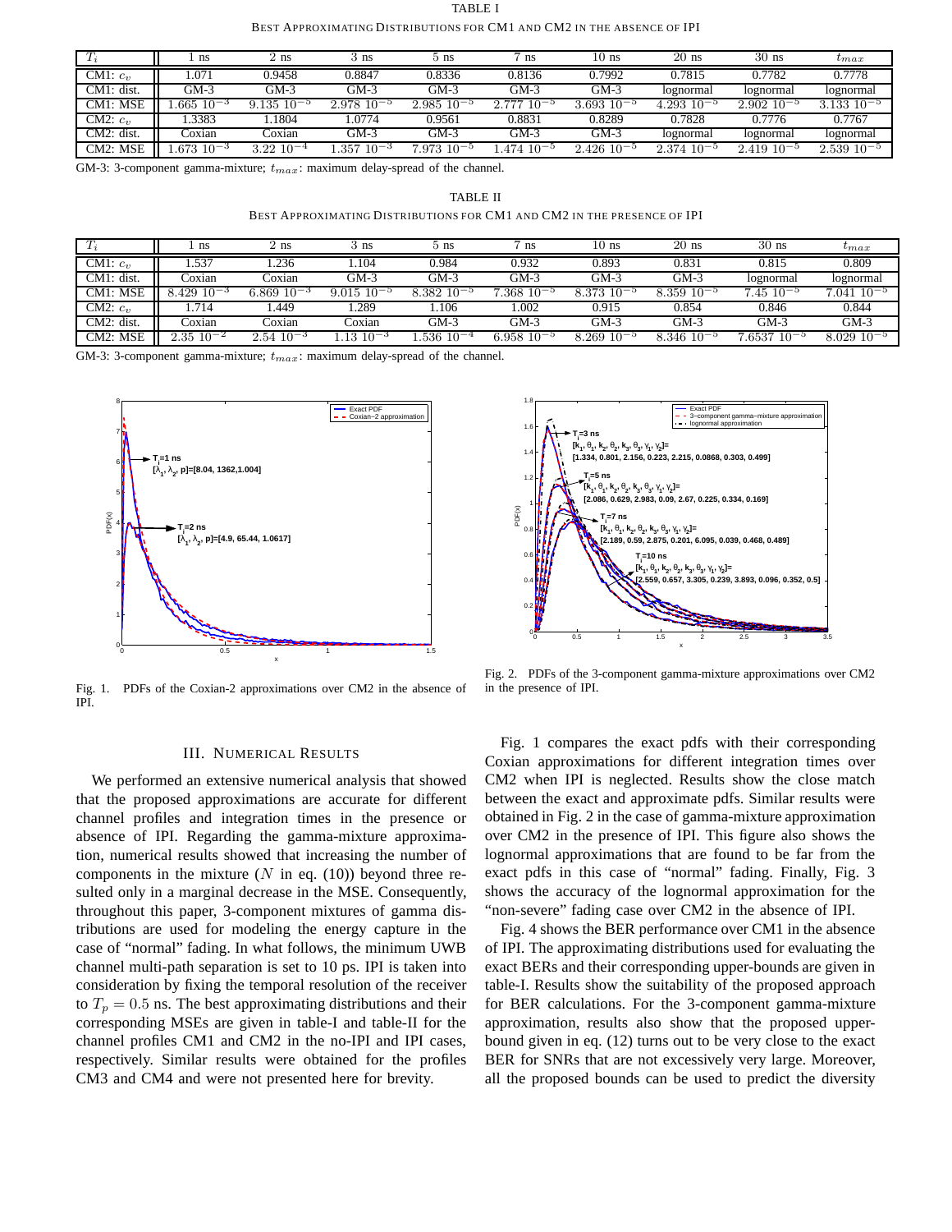TABLE I

BEST APPROXIMATING DISTRIBUTIONS FOR CM1 AND CM2 IN THE ABSENCE OF IPI

| $T_i$ | 1 ns | 2 ns | 3 ns | 5 ns | 7 ns | 10 ns | 20 ns | 30 ns | $t_{max}$ |
|---|---|---|---|---|---|---|---|---|---|
| CM1: $c_v$ | 1.071 | 0.9458 | 0.8847 | 0.8336 | 0.8136 | 0.7992 | 0.7815 | 0.7782 | 0.7778 |
| CM1: dist. | GM-3 | GM-3 | GM-3 | GM-3 | GM-3 | GM-3 | lognormal | lognormal | lognormal |
| CM1: MSE | $1.665\ 10^{-3}$ | $9.135\ 10^{-5}$ | $2.978\ 10^{-5}$ | $2.985\ 10^{-5}$ | $2.777\ 10^{-5}$ | $3.693\ 10^{-5}$ | $4.293\ 10^{-5}$ | $2.902\ 10^{-5}$ | $3.133\ 10^{-5}$ |
| CM2: $c_v$ | 1.3383 | 1.1804 | 1.0774 | 0.9561 | 0.8831 | 0.8289 | 0.7828 | 0.7776 | 0.7767 |
| CM2: dist. | Coxian | Coxian | GM-3 | GM-3 | GM-3 | GM-3 | lognormal | lognormal | lognormal |
| CM2: MSE | $1.673\ 10^{-3}$ | $3.22\ 10^{-4}$ | $1.357\ 10^{-3}$ | $7.973\ 10^{-5}$ | $1.474\ 10^{-5}$ | $2.426\ 10^{-5}$ | $2.374\ 10^{-5}$ | $2.419\ 10^{-5}$ | $2.539\ 10^{-5}$ |

GM-3: 3-component gamma-mixture; $t_{max}$: maximum delay-spread of the channel.

TABLE II

BEST APPROXIMATING DISTRIBUTIONS FOR CM1 AND CM2 IN THE PRESENCE OF IPI

| $T_i$ | 1 ns | 2 ns | 3 ns | 5 ns | 7 ns | 10 ns | 20 ns | 30 ns | $t_{max}$ |
|---|---|---|---|---|---|---|---|---|---|
| CM1: $c_v$ | 1.537 | 1.236 | 1.104 | 0.984 | 0.932 | 0.893 | 0.831 | 0.815 | 0.809 |
| CM1: dist. | Coxian | Coxian | GM-3 | GM-3 | GM-3 | GM-3 | GM-3 | lognormal | lognormal |
| CM1: MSE | $8.429\ 10^{-3}$ | $6.869\ 10^{-3}$ | $9.015\ 10^{-5}$ | $8.382\ 10^{-5}$ | $7.368\ 10^{-5}$ | $8.373\ 10^{-5}$ | $8.359\ 10^{-5}$ | $7.45\ 10^{-5}$ | $7.041\ 10^{-5}$ |
| CM2: $c_v$ | 1.714 | 1.449 | 1.289 | 1.106 | 1.002 | 0.915 | 0.854 | 0.846 | 0.844 |
| CM2: dist. | Coxian | Coxian | Coxian | GM-3 | GM-3 | GM-3 | GM-3 | GM-3 | GM-3 |
| CM2: MSE | $2.35\ 10^{-2}$ | $2.54\ 10^{-3}$ | $1.13\ 10^{-3}$ | $1.536\ 10^{-4}$ | $6.958\ 10^{-5}$ | $8.269\ 10^{-5}$ | $8.346\ 10^{-5}$ | $7.6537\ 10^{-5}$ | $8.029\ 10^{-5}$ |

GM-3: 3-component gamma-mixture; $t_{max}$: maximum delay-spread of the channel.

Exact PDF
Coxian−2 approximation
$T_i$=1 ns
[$\lambda_1$, $\lambda_2$, p]=[8.04, 1362,1.004]
$T_i$=2 ns
[$\lambda_1$, $\lambda_2$, p]=[4.9, 65.44, 1.0617]
PDF(x)
x

Fig. 1. PDFs of the Coxian-2 approximations over CM2 in the absence of IPI.

Exact PDF
3−component gamma−mixture approximation
lognormal approximation
$T_i$=3 ns
[$k_1$, $\theta_1$, $k_2$, $\theta_2$, $k_3$, $\theta_3$, $\gamma_1$, $\gamma_2$]=
[1.334, 0.801, 2.156, 0.223, 2.215, 0.0868, 0.303, 0.499]
$T_i$=5 ns
[$k_1$, $\theta_1$, $k_2$, $\theta_2$, $k_3$, $\theta_3$, $\gamma_1$, $\gamma_2$]=
[2.086, 0.629, 2.983, 0.09, 2.67, 0.225, 0.334, 0.169]
$T_i$=7 ns
[$k_1$, $\theta_1$, $k_2$, $\theta_2$, $k_3$, $\theta_3$, $\gamma_1$, $\gamma_2$]=
[2.189, 0.59, 2.875, 0.201, 6.095, 0.039, 0.468, 0.489]
$T_i$=10 ns
[$k_1$, $\theta_1$, $k_2$, $\theta_2$, $k_3$, $\theta_3$, $\gamma_1$, $\gamma_2$]=
[2.559, 0.657, 3.305, 0.239, 3.893, 0.096, 0.352, 0.5]
PDF(x)
x

Fig. 2. PDFs of the 3-component gamma-mixture approximations over CM2 in the presence of IPI.

## III. NUMERICAL RESULTS

We performed an extensive numerical analysis that showed that the proposed approximations are accurate for different channel profiles and integration times in the presence or absence of IPI. Regarding the gamma-mixture approximation, numerical results showed that increasing the number of components in the mixture ($N$ in eq. (10)) beyond three resulted only in a marginal decrease in the MSE. Consequently, throughout this paper, 3-component mixtures of gamma distributions are used for modeling the energy capture in the case of "normal" fading. In what follows, the minimum UWB channel multi-path separation is set to 10 ps. IPI is taken into consideration by fixing the temporal resolution of the receiver to $T_p = 0.5$ ns. The best approximating distributions and their corresponding MSEs are given in table-I and table-II for the channel profiles CM1 and CM2 in the no-IPI and IPI cases, respectively. Similar results were obtained for the profiles CM3 and CM4 and were not presented here for brevity.

Fig. 1 compares the exact pdfs with their corresponding Coxian approximations for different integration times over CM2 when IPI is neglected. Results show the close match between the exact and approximate pdfs. Similar results were obtained in Fig. 2 in the case of gamma-mixture approximation over CM2 in the presence of IPI. This figure also shows the lognormal approximations that are found to be far from the exact pdfs in this case of "normal" fading. Finally, Fig. 3 shows the accuracy of the lognormal approximation for the "non-severe" fading case over CM2 in the absence of IPI.

Fig. 4 shows the BER performance over CM1 in the absence of IPI. The approximating distributions used for evaluating the exact BERs and their corresponding upper-bounds are given in table-I. Results show the suitability of the proposed approach for BER calculations. For the 3-component gamma-mixture approximation, results also show that the proposed upper-bound given in eq. (12) turns out to be very close to the exact BER for SNRs that are not excessively very large. Moreover, all the proposed bounds can be used to predict the diversity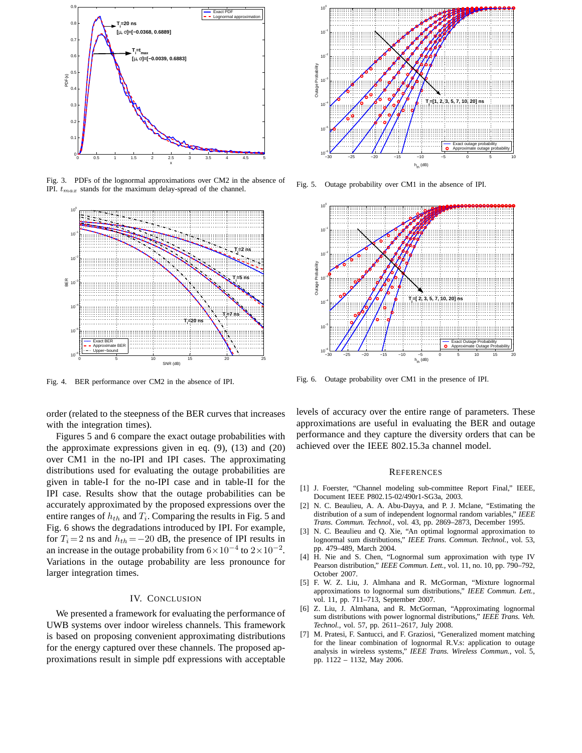Exact PDF
Lognormal approximation
$T_i$=20 ns
[μ, σ]=[−0.0368, 0.6889]
$T_i$=$t_{max}$
[μ, σ]=[−0.0039, 0.6883]
PDF (x)
x

Fig. 3. PDFs of the lognormal approximations over CM2 in the absence of IPI. $t_{max}$ stands for the maximum delay-spread of the channel.

Exact BER
Approximate BER
Upper–bound
$T_i$=2 ns
$T_i$=5 ns
$T_i$=7 ns
$T_i$=20 ns
BER
SNR (dB)

Fig. 4. BER performance over CM2 in the absence of IPI.

Exact outage probability
Approximate outage probability
$T_i$=[1, 2, 3, 5, 7, 10, 20] ns
Outage Probability
$h_{th}$ (dB)

Fig. 5. Outage probability over CM1 in the absence of IPI.

Exact Outage Probability
Approximate Outage Probability
$T_i$=[ 2, 3, 5, 7, 10, 20] ns
Outage Probability
$h_{th}$ (dB)

Fig. 6. Outage probability over CM1 in the presence of IPI.

order (related to the steepness of the BER curves that increases with the integration times).

Figures 5 and 6 compare the exact outage probabilities with the approximate expressions given in eq. (9), (13) and (20) over CM1 in the no-IPI and IPI cases. The approximating distributions used for evaluating the outage probabilities are given in table-I for the no-IPI case and in table-II for the IPI case. Results show that the outage probabilities can be accurately approximated by the proposed expressions over the entire ranges of $h_{th}$ and $T_i$. Comparing the results in Fig. 5 and Fig. 6 shows the degradations introduced by IPI. For example, for $T_i = 2$ ns and $h_{th} = -20$ dB, the presence of IPI results in an increase in the outage probability from $6 \times 10^{-4}$ to $2 \times 10^{-2}$. Variations in the outage probability are less pronounce for larger integration times.

## IV. Conclusion

We presented a framework for evaluating the performance of UWB systems over indoor wireless channels. This framework is based on proposing convenient approximating distributions for the energy captured over these channels. The proposed approximations result in simple pdf expressions with acceptable levels of accuracy over the entire range of parameters. These approximations are useful in evaluating the BER and outage performance and they capture the diversity orders that can be achieved over the IEEE 802.15.3a channel model.

## References

[1] J. Foerster, "Channel modeling sub-committee Report Final," IEEE, Document IEEE P802.15-02/490r1-SG3a, 2003.

[2] N. C. Beaulieu, A. A. Abu-Dayya, and P. J. Mclane, "Estimating the distribution of a sum of independent lognormal random variables," *IEEE Trans. Commun. Technol.*, vol. 43, pp. 2869–2873, December 1995.

[3] N. C. Beaulieu and Q. Xie, "An optimal lognormal approximation to lognormal sum distributions," *IEEE Trans. Commun. Technol.*, vol. 53, pp. 479–489, March 2004.

[4] H. Nie and S. Chen, "Lognormal sum approximation with type IV Pearson distribution," *IEEE Commun. Lett.*, vol. 11, no. 10, pp. 790–792, October 2007.

[5] F. W. Z. Liu, J. Almhana and R. McGorman, "Mixture lognormal approximations to lognormal sum distributions," *IEEE Commun. Lett.*, vol. 11, pp. 711–713, September 2007.

[6] Z. Liu, J. Almhana, and R. McGorman, "Approximating lognormal sum distributions with power lognormal distributions," *IEEE Trans. Veh. Technol.*, vol. 57, pp. 2611–2617, July 2008.

[7] M. Pratesi, F. Santucci, and F. Graziosi, "Generalized moment matching for the linear combination of lognormal R.V.s: application to outage analysis in wireless systems," *IEEE Trans. Wireless Commun.*, vol. 5, pp. 1122 – 1132, May 2006.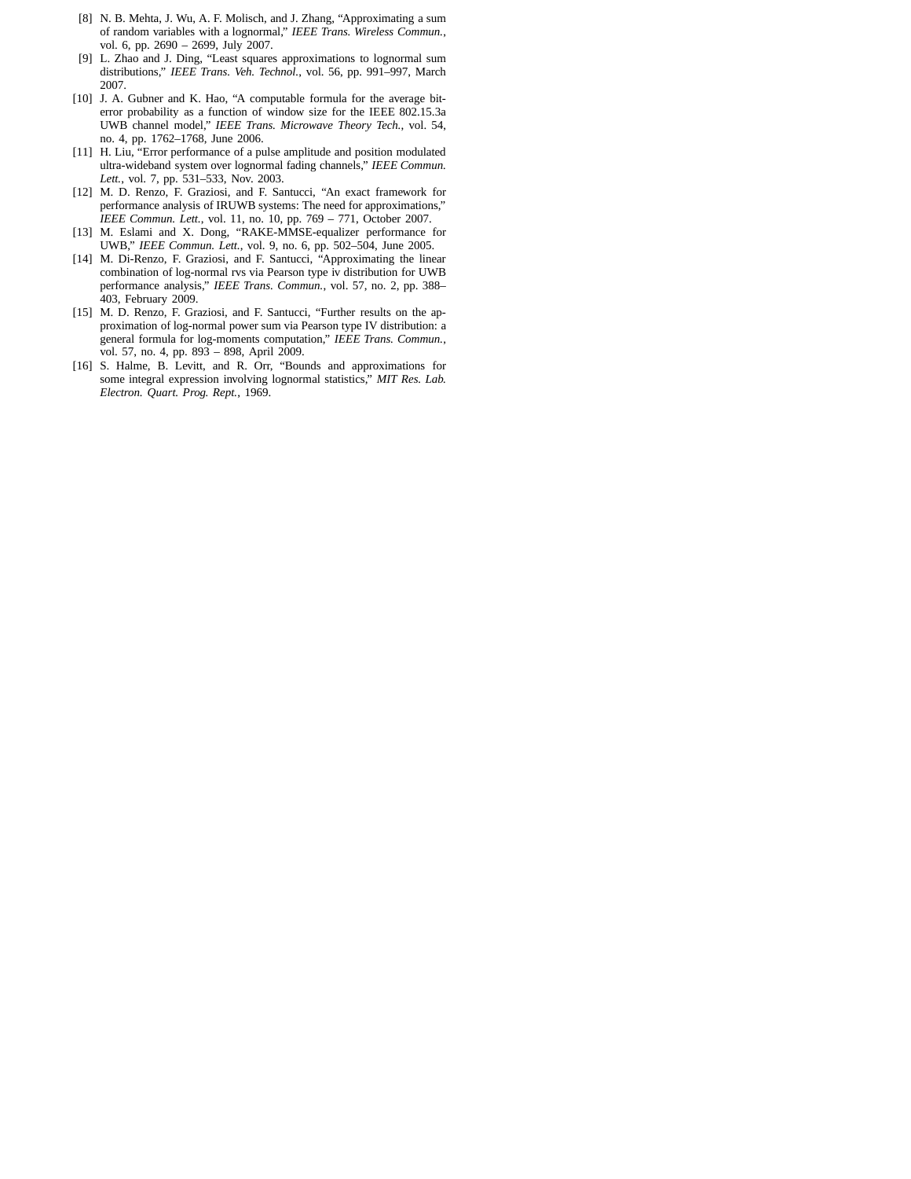[8] N. B. Mehta, J. Wu, A. F. Molisch, and J. Zhang, "Approximating a sum of random variables with a lognormal," *IEEE Trans. Wireless Commun.*, vol. 6, pp. 2690 – 2699, July 2007.

[9] L. Zhao and J. Ding, "Least squares approximations to lognormal sum distributions," *IEEE Trans. Veh. Technol.*, vol. 56, pp. 991–997, March 2007.

[10] J. A. Gubner and K. Hao, "A computable formula for the average bit-error probability as a function of window size for the IEEE 802.15.3a UWB channel model," *IEEE Trans. Microwave Theory Tech.*, vol. 54, no. 4, pp. 1762–1768, June 2006.

[11] H. Liu, "Error performance of a pulse amplitude and position modulated ultra-wideband system over lognormal fading channels," *IEEE Commun. Lett.*, vol. 7, pp. 531–533, Nov. 2003.

[12] M. D. Renzo, F. Graziosi, and F. Santucci, "An exact framework for performance analysis of IRUWB systems: The need for approximations," *IEEE Commun. Lett.*, vol. 11, no. 10, pp. 769 – 771, October 2007.

[13] M. Eslami and X. Dong, "RAKE-MMSE-equalizer performance for UWB," *IEEE Commun. Lett.*, vol. 9, no. 6, pp. 502–504, June 2005.

[14] M. Di-Renzo, F. Graziosi, and F. Santucci, "Approximating the linear combination of log-normal rvs via Pearson type iv distribution for UWB performance analysis," *IEEE Trans. Commun.*, vol. 57, no. 2, pp. 388–403, February 2009.

[15] M. D. Renzo, F. Graziosi, and F. Santucci, "Further results on the approximation of log-normal power sum via Pearson type IV distribution: a general formula for log-moments computation," *IEEE Trans. Commun.*, vol. 57, no. 4, pp. 893 – 898, April 2009.

[16] S. Halme, B. Levitt, and R. Orr, "Bounds and approximations for some integral expression involving lognormal statistics," *MIT Res. Lab. Electron. Quart. Prog. Rept.*, 1969.